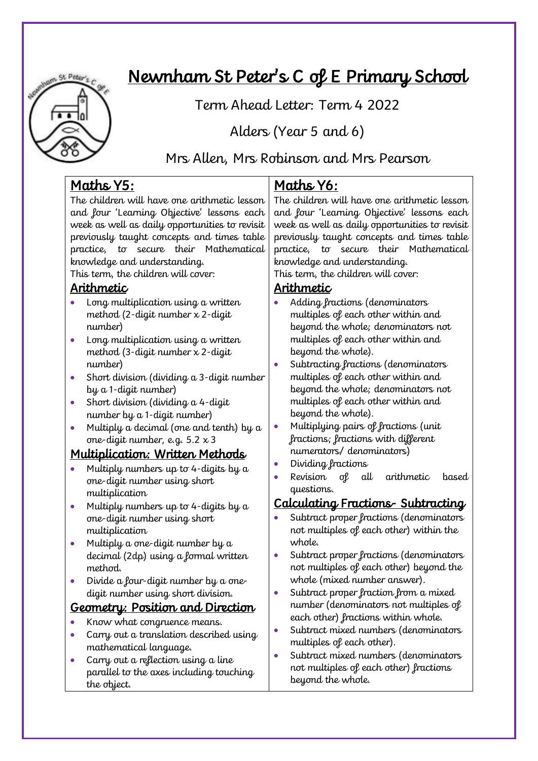# Newnham St Peter's C of E Primary School

Term Ahead Letter: Term 4 2022

Alders (Year 5 and 6)

Mrs Allen, Mrs Robinson and Mrs Pearson

## Maths Y5:

The children will have one arithmetic lesson and four 'Learning Objective' lessons each week as well as daily opportunities to revisit previously taught concepts and times table practice, to secure their Mathematical knowledge and understanding.
This term, the children will cover:

### Arithmetic

- Long multiplication using a written method (2-digit number x 2-digit number)
- Long multiplication using a written method (3-digit number x 2-digit number)
- Short division (dividing a 3-digit number by a 1-digit number)
- Short division (dividing a 4-digit number by a 1-digit number)
- Multiply a decimal (one and tenth) by a one-digit number, e.g. 5.2 x 3

### Multiplication: Written Methods

- Multiply numbers up to 4-digits by a one-digit number using short multiplication
- Multiply numbers up to 4-digits by a one-digit number using short multiplication
- Multiply a one-digit number by a decimal (2dp) using a formal written method.
- Divide a four-digit number by a one-digit number using short division.

### Geometry: Position and Direction

- Know what congruence means.
- Carry out a translation described using mathematical language.
- Carry out a reflection using a line parallel to the axes including touching the object.

## Maths Y6:

The children will have one arithmetic lesson and four 'Learning Objective' lessons each week as well as daily opportunities to revisit previously taught concepts and times table practice, to secure their Mathematical knowledge and understanding.
This term, the children will cover:

### Arithmetic

- Adding fractions (denominators multiples of each other within and beyond the whole; denominators not multiples of each other within and beyond the whole).
- Subtracting fractions (denominators multiples of each other within and beyond the whole; denominators not multiples of each other within and beyond the whole).
- Multiplying pairs of fractions (unit fractions; fractions with different numerators/ denominators)
- Dividing fractions
- Revision of all arithmetic based questions.

### Calculating Fractions- Subtracting

- Subtract proper fractions (denominators not multiples of each other) within the whole.
- Subtract proper fractions (denominators not multiples of each other) beyond the whole (mixed number answer).
- Subtract proper fraction from a mixed number (denominators not multiples of each other) fractions within whole.
- Subtract mixed numbers (denominators multiples of each other).
- Subtract mixed numbers (denominators not multiples of each other) fractions beyond the whole.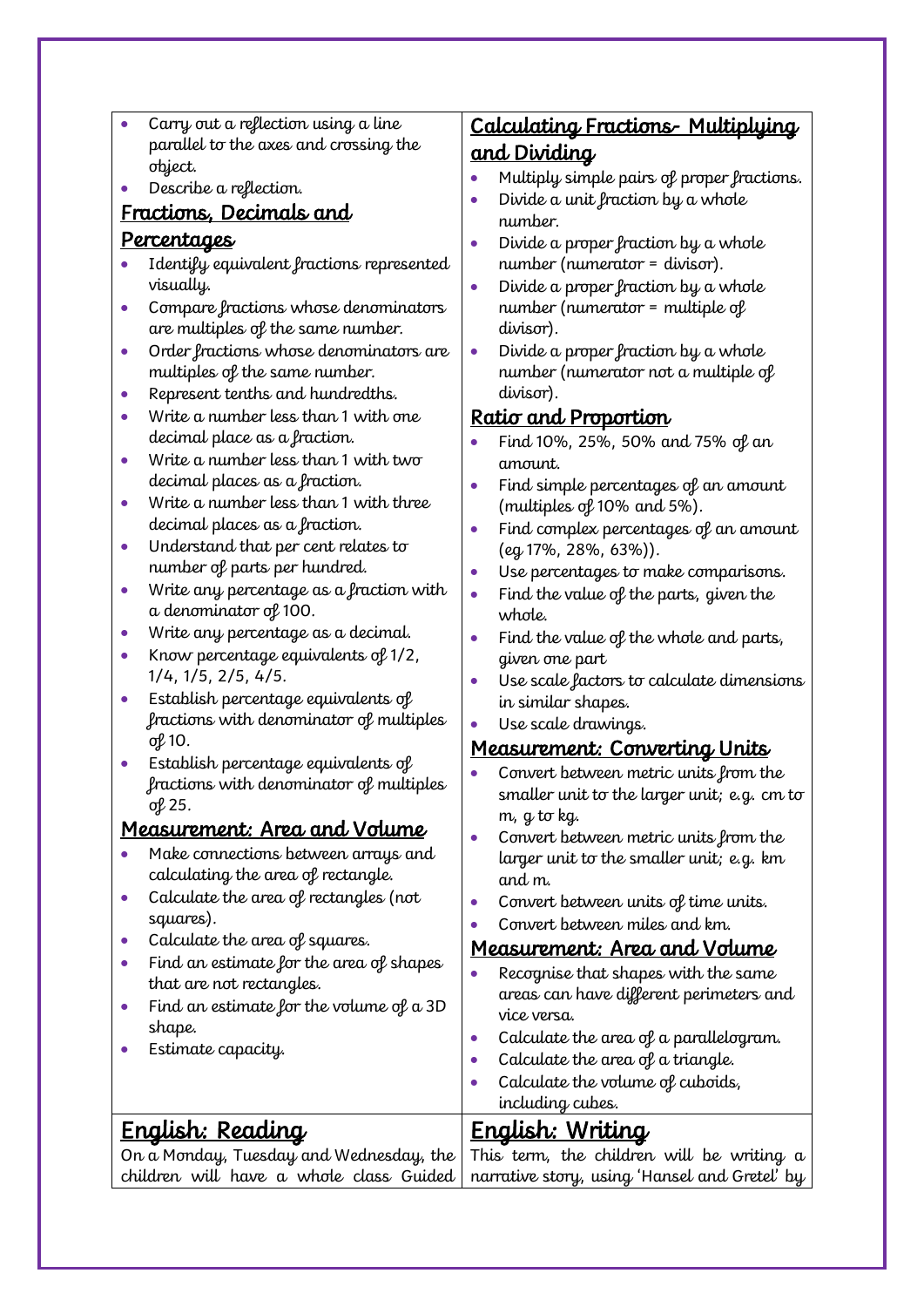- Carry out a reflection using a line parallel to the axes and crossing the object.
- Describe a reflection.

## Fractions, Decimals and Percentages

- Identify equivalent fractions represented visually.
- Compare fractions whose denominators are multiples of the same number.
- Order fractions whose denominators are multiples of the same number.
- Represent tenths and hundredths.
- Write a number less than 1 with one decimal place as a fraction.
- Write a number less than 1 with two decimal places as a fraction.
- Write a number less than 1 with three decimal places as a fraction.
- Understand that per cent relates to number of parts per hundred.
- Write any percentage as a fraction with a denominator of 100.
- Write any percentage as a decimal.
- Know percentage equivalents of 1/2, 1/4, 1/5, 2/5, 4/5.
- Establish percentage equivalents of fractions with denominator of multiples of 10.
- Establish percentage equivalents of fractions with denominator of multiples of 25.

## Measurement: Area and Volume

- Make connections between arrays and calculating the area of rectangle.
- Calculate the area of rectangles (not squares).
- Calculate the area of squares.
- Find an estimate for the area of shapes that are not rectangles.
- Find an estimate for the volume of a 3D shape.
- Estimate capacity.

## Calculating Fractions- Multiplying and Dividing

- Multiply simple pairs of proper fractions.
- Divide a unit fraction by a whole number.
- Divide a proper fraction by a whole number (numerator = divisor).
- Divide a proper fraction by a whole number (numerator = multiple of divisor).
- Divide a proper fraction by a whole number (numerator not a multiple of divisor).

## Ratio and Proportion

- Find 10%, 25%, 50% and 75% of an amount.
- Find simple percentages of an amount (multiples of 10% and 5%).
- Find complex percentages of an amount (eg 17%, 28%, 63%)).
- Use percentages to make comparisons.
- Find the value of the parts, given the whole.
- Find the value of the whole and parts, given one part
- Use scale factors to calculate dimensions in similar shapes.
- Use scale drawings.

## Measurement: Converting Units

- Convert between metric units from the smaller unit to the larger unit; e.g. cm to m, g to kg.
- Convert between metric units from the larger unit to the smaller unit; e.g. km and m.
- Convert between units of time units.
- Convert between miles and km.

## Measurement: Area and Volume

- Recognise that shapes with the same areas can have different perimeters and vice versa.
- Calculate the area of a parallelogram.
- Calculate the area of a triangle.
- Calculate the volume of cuboids, including cubes.

## English: Reading

On a Monday, Tuesday and Wednesday, the children will have a whole class Guided

## English: Writing

This term, the children will be writing a narrative story, using 'Hansel and Gretel' by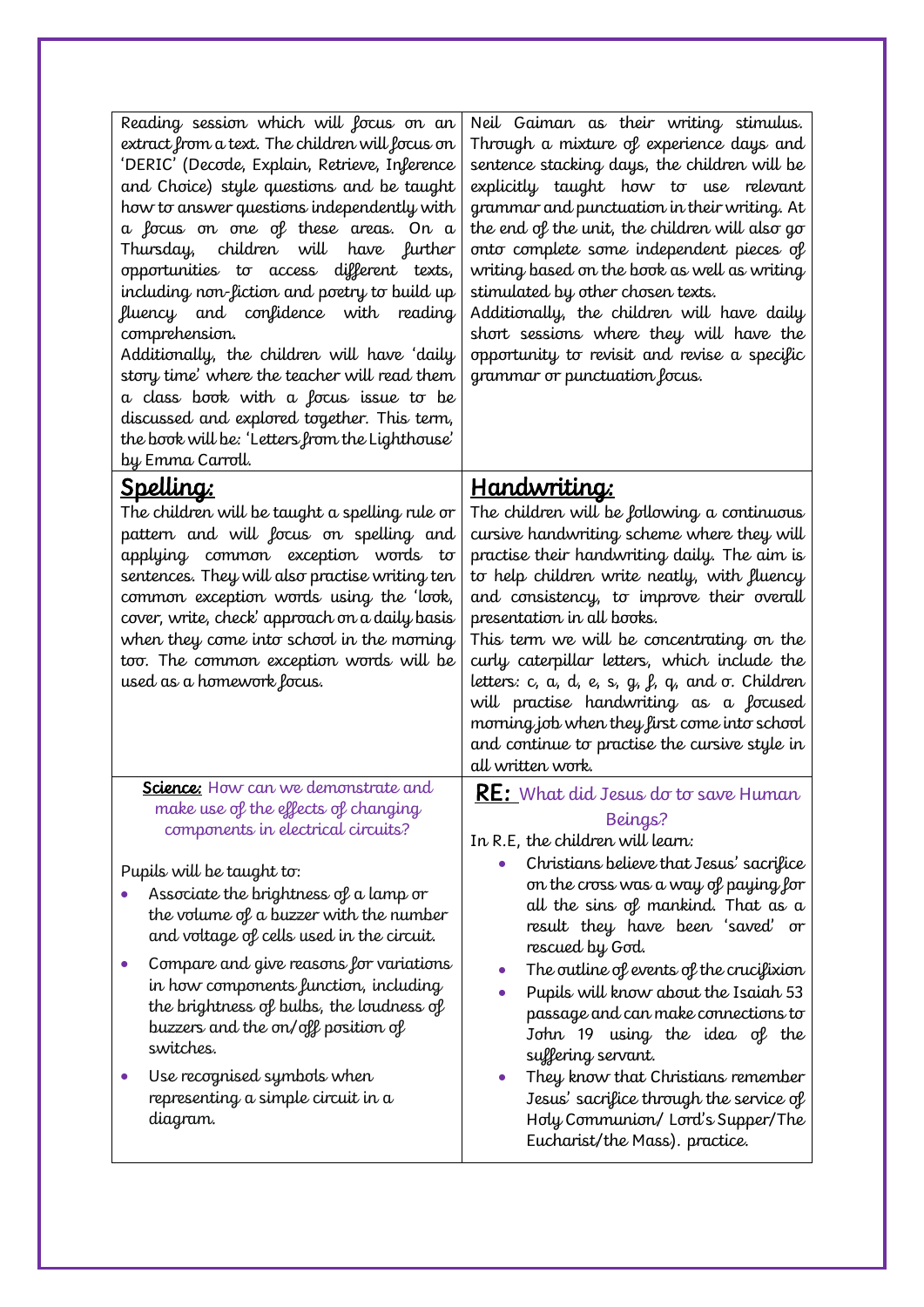Reading session which will focus on an extract from a text. The children will focus on 'DERIC' (Decode, Explain, Retrieve, Inference and Choice) style questions and be taught how to answer questions independently with a focus on one of these areas. On a Thursday, children will have further opportunities to access different texts, including non-fiction and poetry to build up fluency and confidence with reading comprehension.

Additionally, the children will have 'daily story time' where the teacher will read them a class book with a focus issue to be discussed and explored together. This term, the book will be: 'Letters from the Lighthouse' by Emma Carroll.

Neil Gaiman as their writing stimulus. Through a mixture of experience days and sentence stacking days, the children will be explicitly taught how to use relevant grammar and punctuation in their writing. At the end of the unit, the children will also go onto complete some independent pieces of writing based on the book as well as writing stimulated by other chosen texts.

Additionally, the children will have daily short sessions where they will have the opportunity to revisit and revise a specific grammar or punctuation focus.

## Spelling:

The children will be taught a spelling rule or pattern and will focus on spelling and applying common exception words to sentences. They will also practise writing ten common exception words using the 'look, cover, write, check' approach on a daily basis when they come into school in the morning too. The common exception words will be used as a homework focus.

## Handwriting:

The children will be following a continuous cursive handwriting scheme where they will practise their handwriting daily. The aim is to help children write neatly, with fluency and consistency, to improve their overall presentation in all books.

This term we will be concentrating on the curly caterpillar letters, which include the letters: c, a, d, e, s, g, f, q, and o. Children will practise handwriting as a focused morning job when they first come into school and continue to practise the cursive style in all written work.

## Science: How can we demonstrate and make use of the effects of changing components in electrical circuits?

Pupils will be taught to:

- Associate the brightness of a lamp or the volume of a buzzer with the number and voltage of cells used in the circuit.
- Compare and give reasons for variations in how components function, including the brightness of bulbs, the loudness of buzzers and the on/off position of switches.
- Use recognised symbols when representing a simple circuit in a diagram.

## RE: What did Jesus do to save Human Beings?

In R.E, the children will learn:

- Christians believe that Jesus' sacrifice on the cross was a way of paying for all the sins of mankind. That as a result they have been 'saved' or rescued by God.
- The outline of events of the crucifixion
- Pupils will know about the Isaiah 53 passage and can make connections to John 19 using the idea of the suffering servant.
- They know that Christians remember Jesus' sacrifice through the service of Holy Communion/ Lord's Supper/The Eucharist/the Mass). practice.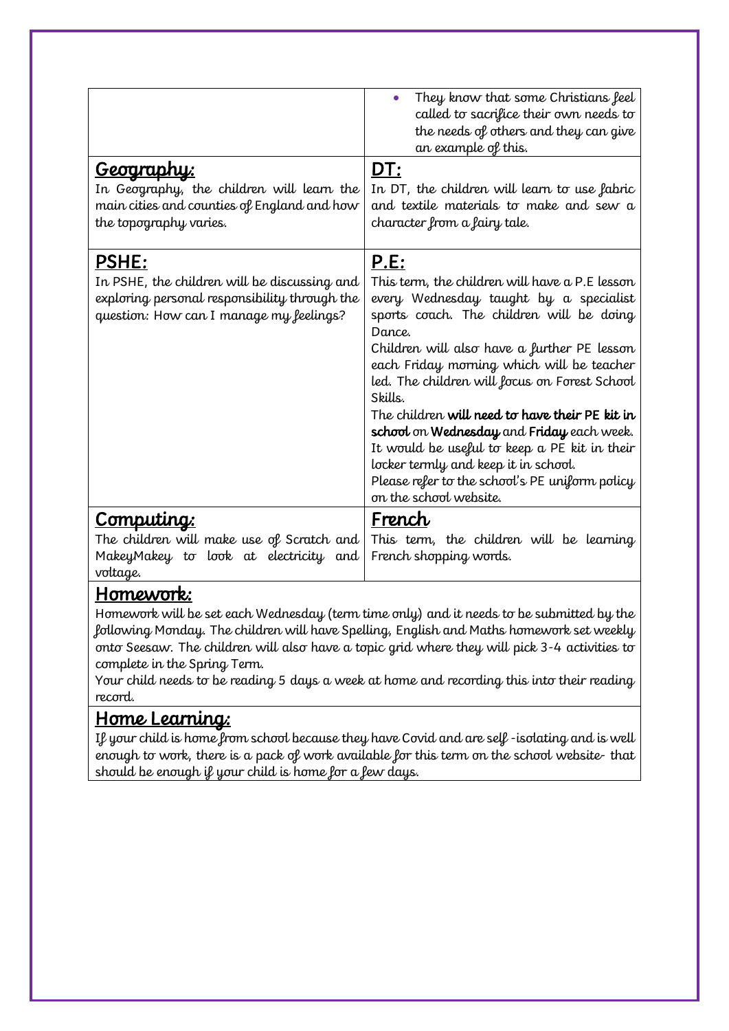| | |
|---|---|
| | • They know that some Christians feel called to sacrifice their own needs to the needs of others and they can give an example of this. |
| **Geography:**<br>In Geography, the children will learn the main cities and counties of England and how the topography varies. | **DT:**<br>In DT, the children will learn to use fabric and textile materials to make and sew a character from a fairy tale. |
| **PSHE:**<br>In PSHE, the children will be discussing and exploring personal responsibility through the question: How can I manage my feelings? | **P.E:**<br>This term, the children will have a P.E lesson every Wednesday taught by a specialist sports coach. The children will be doing Dance.<br>Children will also have a further PE lesson each Friday morning which will be teacher led. The children will focus on Forest School Skills.<br>The children **will need to have their PE kit in school** on **Wednesday** and **Friday** each week. It would be useful to keep a PE kit in their locker termly and keep it in school.<br>Please refer to the school's PE uniform policy on the school website. |
| **Computing:**<br>The children will make use of Scratch and MakeyMakey to look at electricity and voltage. | **French**<br>This term, the children will be learning French shopping words. |

## Homework:

Homework will be set each Wednesday (term time only) and it needs to be submitted by the following Monday. The children will have Spelling, English and Maths homework set weekly onto Seesaw. The children will also have a topic grid where they will pick 3-4 activities to complete in the Spring Term.

Your child needs to be reading 5 days a week at home and recording this into their reading record.

## Home Learning:

If your child is home from school because they have Covid and are self -isolating and is well enough to work, there is a pack of work available for this term on the school website- that should be enough if your child is home for a few days.